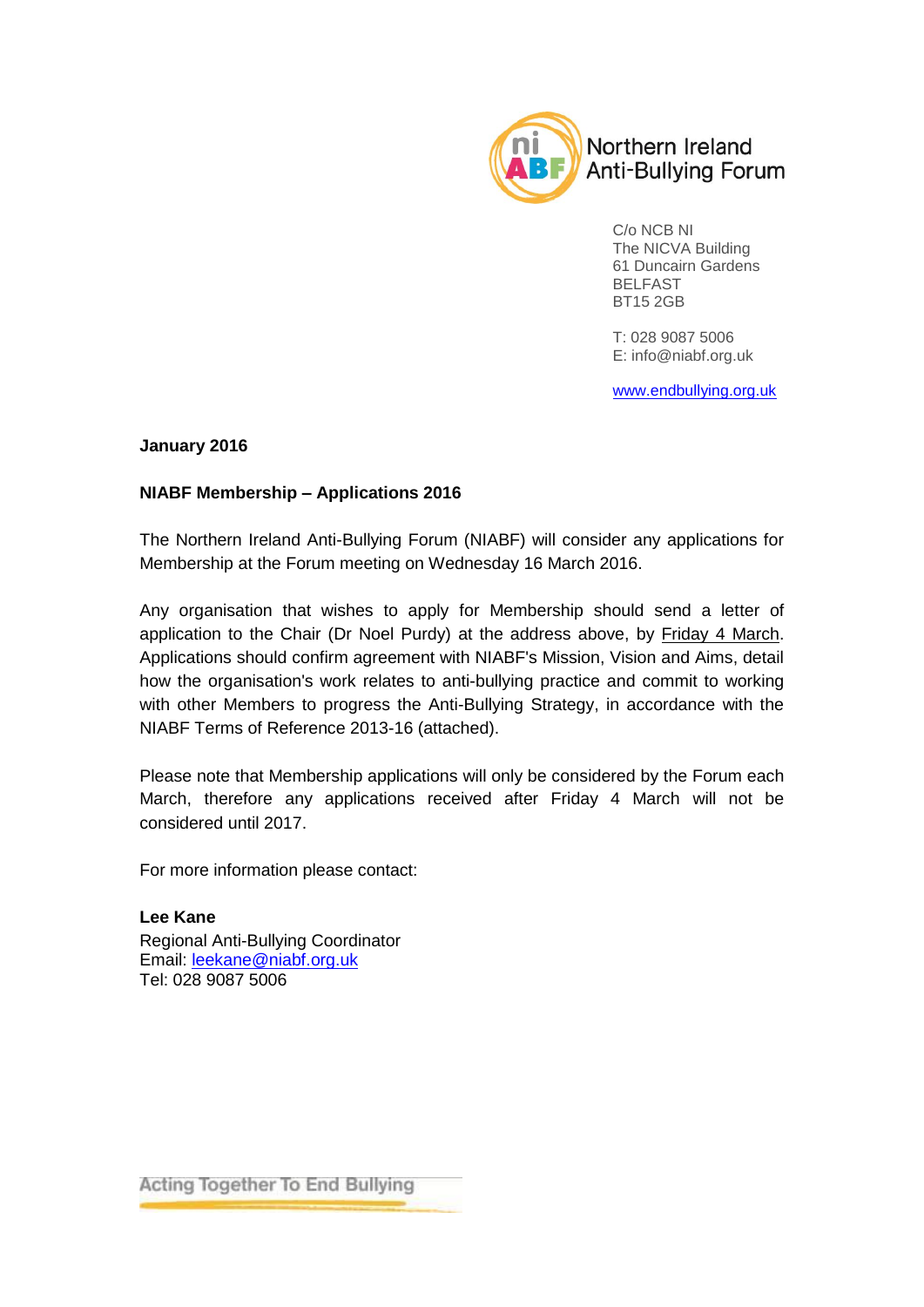Northern Ireland Anti-Bullying Forum

C/o NCB NI
The NICVA Building
61 Duncairn Gardens
BELFAST
BT15 2GB

T: 028 9087 5006
E: info@niabf.org.uk

www.endbullying.org.uk

**January 2016**

**NIABF Membership – Applications 2016**

The Northern Ireland Anti-Bullying Forum (NIABF) will consider any applications for Membership at the Forum meeting on Wednesday 16 March 2016.

Any organisation that wishes to apply for Membership should send a letter of application to the Chair (Dr Noel Purdy) at the address above, by Friday 4 March. Applications should confirm agreement with NIABF's Mission, Vision and Aims, detail how the organisation's work relates to anti-bullying practice and commit to working with other Members to progress the Anti-Bullying Strategy, in accordance with the NIABF Terms of Reference 2013-16 (attached).

Please note that Membership applications will only be considered by the Forum each March, therefore any applications received after Friday 4 March will not be considered until 2017.

For more information please contact:

**Lee Kane**
Regional Anti-Bullying Coordinator
Email: leekane@niabf.org.uk
Tel: 028 9087 5006

Acting Together To End Bullying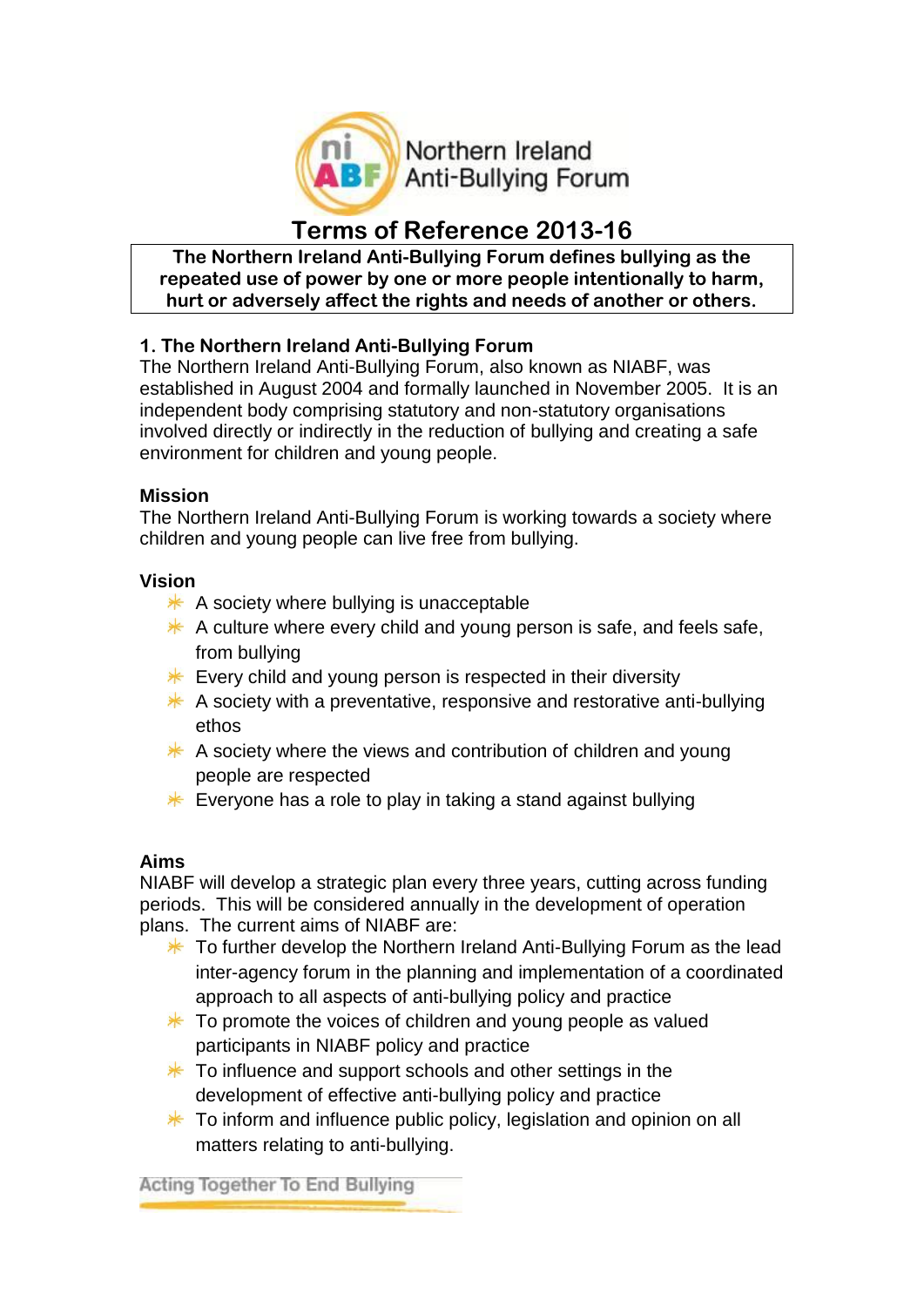# Terms of Reference 2013-16

**The Northern Ireland Anti-Bullying Forum defines bullying as the repeated use of power by one or more people intentionally to harm, hurt or adversely affect the rights and needs of another or others.**

## 1. The Northern Ireland Anti-Bullying Forum

The Northern Ireland Anti-Bullying Forum, also known as NIABF, was established in August 2004 and formally launched in November 2005. It is an independent body comprising statutory and non-statutory organisations involved directly or indirectly in the reduction of bullying and creating a safe environment for children and young people.

### Mission

The Northern Ireland Anti-Bullying Forum is working towards a society where children and young people can live free from bullying.

### Vision

- A society where bullying is unacceptable
- A culture where every child and young person is safe, and feels safe, from bullying
- Every child and young person is respected in their diversity
- A society with a preventative, responsive and restorative anti-bullying ethos
- A society where the views and contribution of children and young people are respected
- Everyone has a role to play in taking a stand against bullying

### Aims

NIABF will develop a strategic plan every three years, cutting across funding periods. This will be considered annually in the development of operation plans. The current aims of NIABF are:

- To further develop the Northern Ireland Anti-Bullying Forum as the lead inter-agency forum in the planning and implementation of a coordinated approach to all aspects of anti-bullying policy and practice
- To promote the voices of children and young people as valued participants in NIABF policy and practice
- To influence and support schools and other settings in the development of effective anti-bullying policy and practice
- To inform and influence public policy, legislation and opinion on all matters relating to anti-bullying.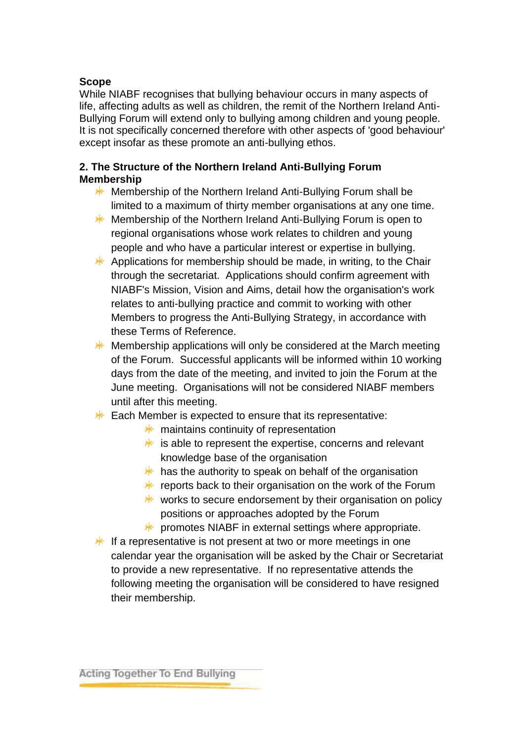**Scope**

While NIABF recognises that bullying behaviour occurs in many aspects of life, affecting adults as well as children, the remit of the Northern Ireland Anti-Bullying Forum will extend only to bullying among children and young people. It is not specifically concerned therefore with other aspects of 'good behaviour' except insofar as these promote an anti-bullying ethos.

**2. The Structure of the Northern Ireland Anti-Bullying Forum**

**Membership**

- Membership of the Northern Ireland Anti-Bullying Forum shall be limited to a maximum of thirty member organisations at any one time.
- Membership of the Northern Ireland Anti-Bullying Forum is open to regional organisations whose work relates to children and young people and who have a particular interest or expertise in bullying.
- Applications for membership should be made, in writing, to the Chair through the secretariat. Applications should confirm agreement with NIABF's Mission, Vision and Aims, detail how the organisation's work relates to anti-bullying practice and commit to working with other Members to progress the Anti-Bullying Strategy, in accordance with these Terms of Reference.
- Membership applications will only be considered at the March meeting of the Forum. Successful applicants will be informed within 10 working days from the date of the meeting, and invited to join the Forum at the June meeting. Organisations will not be considered NIABF members until after this meeting.
- Each Member is expected to ensure that its representative:
    - maintains continuity of representation
    - is able to represent the expertise, concerns and relevant knowledge base of the organisation
    - has the authority to speak on behalf of the organisation
    - reports back to their organisation on the work of the Forum
    - works to secure endorsement by their organisation on policy positions or approaches adopted by the Forum
    - promotes NIABF in external settings where appropriate.
- If a representative is not present at two or more meetings in one calendar year the organisation will be asked by the Chair or Secretariat to provide a new representative. If no representative attends the following meeting the organisation will be considered to have resigned their membership.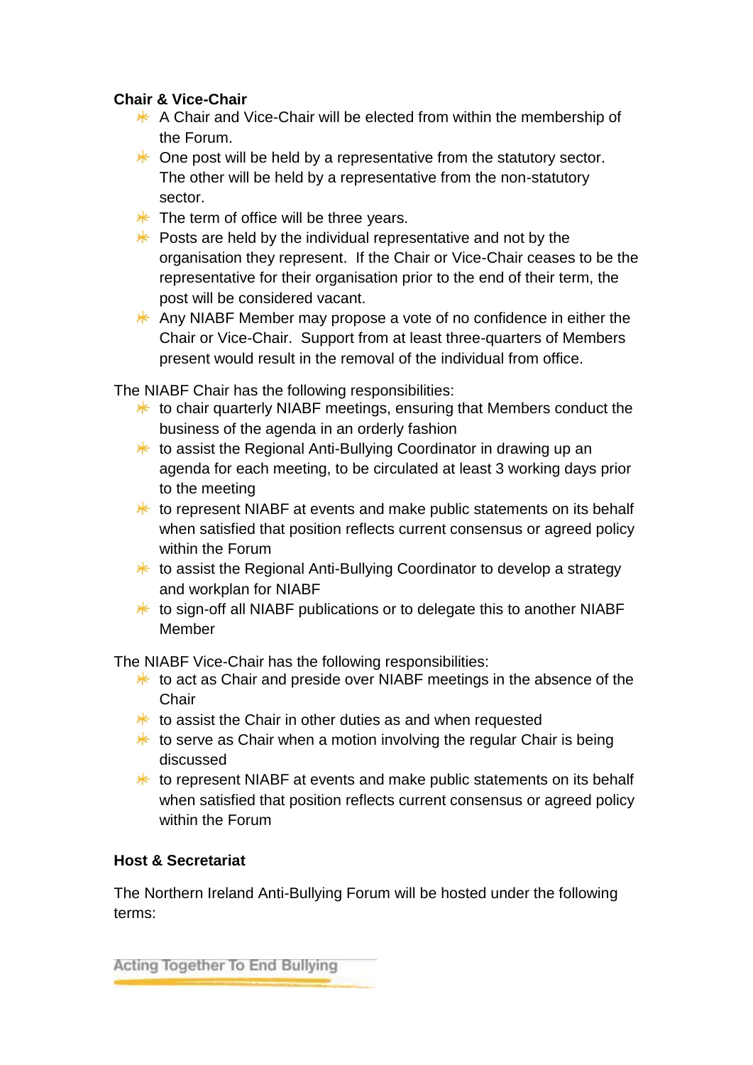**Chair & Vice-Chair**

- A Chair and Vice-Chair will be elected from within the membership of the Forum.
- One post will be held by a representative from the statutory sector. The other will be held by a representative from the non-statutory sector.
- The term of office will be three years.
- Posts are held by the individual representative and not by the organisation they represent. If the Chair or Vice-Chair ceases to be the representative for their organisation prior to the end of their term, the post will be considered vacant.
- Any NIABF Member may propose a vote of no confidence in either the Chair or Vice-Chair. Support from at least three-quarters of Members present would result in the removal of the individual from office.

The NIABF Chair has the following responsibilities:

- to chair quarterly NIABF meetings, ensuring that Members conduct the business of the agenda in an orderly fashion
- to assist the Regional Anti-Bullying Coordinator in drawing up an agenda for each meeting, to be circulated at least 3 working days prior to the meeting
- to represent NIABF at events and make public statements on its behalf when satisfied that position reflects current consensus or agreed policy within the Forum
- to assist the Regional Anti-Bullying Coordinator to develop a strategy and workplan for NIABF
- to sign-off all NIABF publications or to delegate this to another NIABF Member

The NIABF Vice-Chair has the following responsibilities:

- to act as Chair and preside over NIABF meetings in the absence of the Chair
- to assist the Chair in other duties as and when requested
- to serve as Chair when a motion involving the regular Chair is being discussed
- to represent NIABF at events and make public statements on its behalf when satisfied that position reflects current consensus or agreed policy within the Forum

**Host & Secretariat**

The Northern Ireland Anti-Bullying Forum will be hosted under the following terms: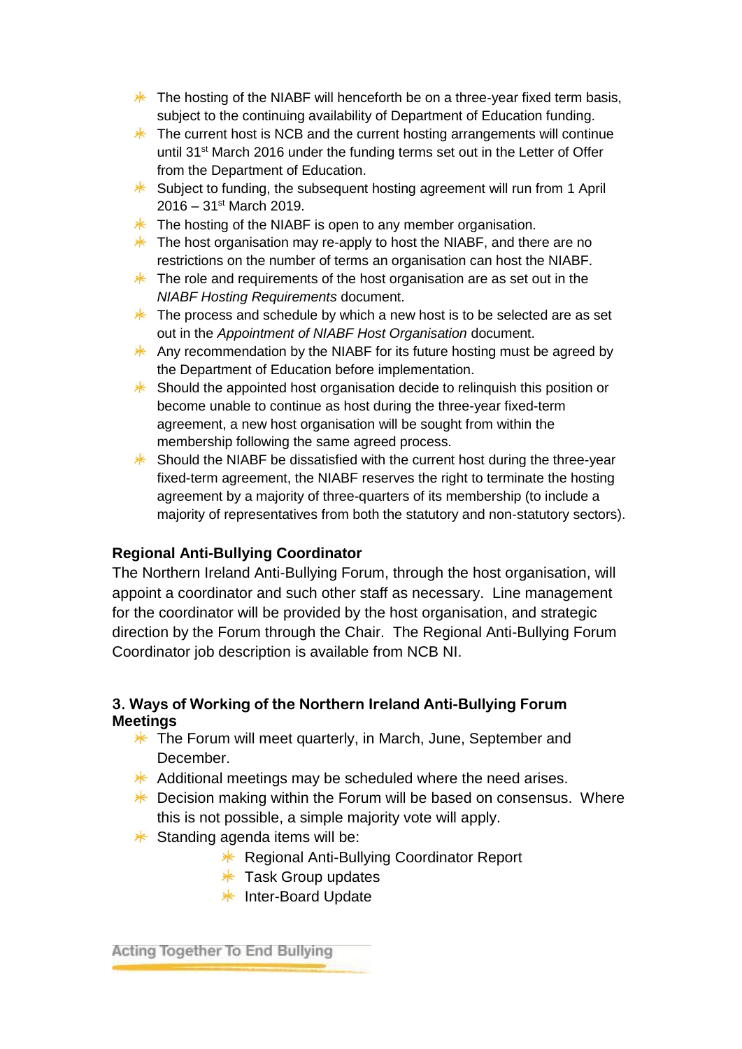- The hosting of the NIABF will henceforth be on a three-year fixed term basis, subject to the continuing availability of Department of Education funding.
- The current host is NCB and the current hosting arrangements will continue until 31st March 2016 under the funding terms set out in the Letter of Offer from the Department of Education.
- Subject to funding, the subsequent hosting agreement will run from 1 April 2016 – 31st March 2019.
- The hosting of the NIABF is open to any member organisation.
- The host organisation may re-apply to host the NIABF, and there are no restrictions on the number of terms an organisation can host the NIABF.
- The role and requirements of the host organisation are as set out in the *NIABF Hosting Requirements* document.
- The process and schedule by which a new host is to be selected are as set out in the *Appointment of NIABF Host Organisation* document.
- Any recommendation by the NIABF for its future hosting must be agreed by the Department of Education before implementation.
- Should the appointed host organisation decide to relinquish this position or become unable to continue as host during the three-year fixed-term agreement, a new host organisation will be sought from within the membership following the same agreed process.
- Should the NIABF be dissatisfied with the current host during the three-year fixed-term agreement, the NIABF reserves the right to terminate the hosting agreement by a majority of three-quarters of its membership (to include a majority of representatives from both the statutory and non-statutory sectors).

**Regional Anti-Bullying Coordinator**

The Northern Ireland Anti-Bullying Forum, through the host organisation, will appoint a coordinator and such other staff as necessary. Line management for the coordinator will be provided by the host organisation, and strategic direction by the Forum through the Chair. The Regional Anti-Bullying Forum Coordinator job description is available from NCB NI.

## 3. Ways of Working of the Northern Ireland Anti-Bullying Forum

**Meetings**

- The Forum will meet quarterly, in March, June, September and December.
- Additional meetings may be scheduled where the need arises.
- Decision making within the Forum will be based on consensus. Where this is not possible, a simple majority vote will apply.
- Standing agenda items will be:
  - Regional Anti-Bullying Coordinator Report
  - Task Group updates
  - Inter-Board Update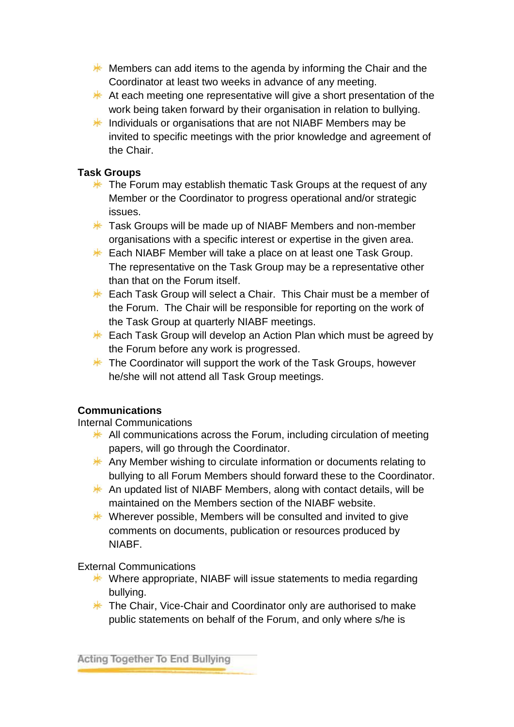- Members can add items to the agenda by informing the Chair and the Coordinator at least two weeks in advance of any meeting.
- At each meeting one representative will give a short presentation of the work being taken forward by their organisation in relation to bullying.
- Individuals or organisations that are not NIABF Members may be invited to specific meetings with the prior knowledge and agreement of the Chair.

**Task Groups**

- The Forum may establish thematic Task Groups at the request of any Member or the Coordinator to progress operational and/or strategic issues.
- Task Groups will be made up of NIABF Members and non-member organisations with a specific interest or expertise in the given area.
- Each NIABF Member will take a place on at least one Task Group. The representative on the Task Group may be a representative other than that on the Forum itself.
- Each Task Group will select a Chair. This Chair must be a member of the Forum. The Chair will be responsible for reporting on the work of the Task Group at quarterly NIABF meetings.
- Each Task Group will develop an Action Plan which must be agreed by the Forum before any work is progressed.
- The Coordinator will support the work of the Task Groups, however he/she will not attend all Task Group meetings.

**Communications**

Internal Communications

- All communications across the Forum, including circulation of meeting papers, will go through the Coordinator.
- Any Member wishing to circulate information or documents relating to bullying to all Forum Members should forward these to the Coordinator.
- An updated list of NIABF Members, along with contact details, will be maintained on the Members section of the NIABF website.
- Wherever possible, Members will be consulted and invited to give comments on documents, publication or resources produced by NIABF.

External Communications

- Where appropriate, NIABF will issue statements to media regarding bullying.
- The Chair, Vice-Chair and Coordinator only are authorised to make public statements on behalf of the Forum, and only where s/he is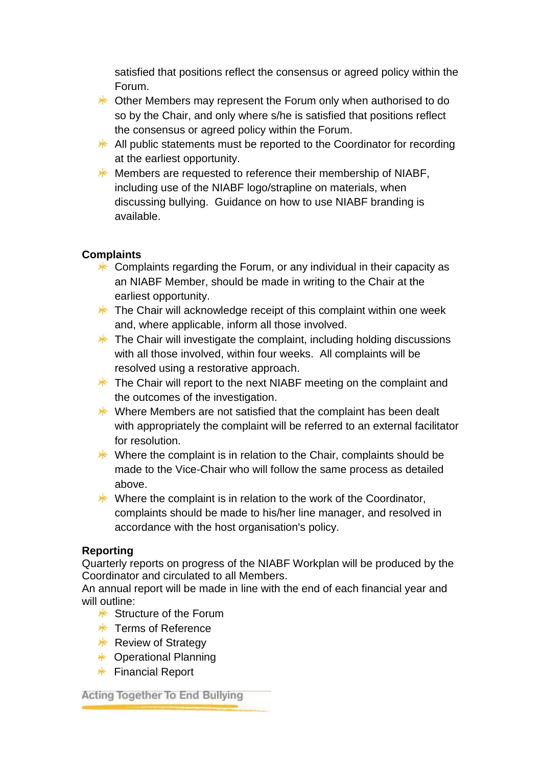satisfied that positions reflect the consensus or agreed policy within the Forum.

- Other Members may represent the Forum only when authorised to do so by the Chair, and only where s/he is satisfied that positions reflect the consensus or agreed policy within the Forum.
- All public statements must be reported to the Coordinator for recording at the earliest opportunity.
- Members are requested to reference their membership of NIABF, including use of the NIABF logo/strapline on materials, when discussing bullying. Guidance on how to use NIABF branding is available.

**Complaints**

- Complaints regarding the Forum, or any individual in their capacity as an NIABF Member, should be made in writing to the Chair at the earliest opportunity.
- The Chair will acknowledge receipt of this complaint within one week and, where applicable, inform all those involved.
- The Chair will investigate the complaint, including holding discussions with all those involved, within four weeks. All complaints will be resolved using a restorative approach.
- The Chair will report to the next NIABF meeting on the complaint and the outcomes of the investigation.
- Where Members are not satisfied that the complaint has been dealt with appropriately the complaint will be referred to an external facilitator for resolution.
- Where the complaint is in relation to the Chair, complaints should be made to the Vice-Chair who will follow the same process as detailed above.
- Where the complaint is in relation to the work of the Coordinator, complaints should be made to his/her line manager, and resolved in accordance with the host organisation's policy.

**Reporting**

Quarterly reports on progress of the NIABF Workplan will be produced by the Coordinator and circulated to all Members.
An annual report will be made in line with the end of each financial year and will outline:

- Structure of the Forum
- Terms of Reference
- Review of Strategy
- Operational Planning
- Financial Report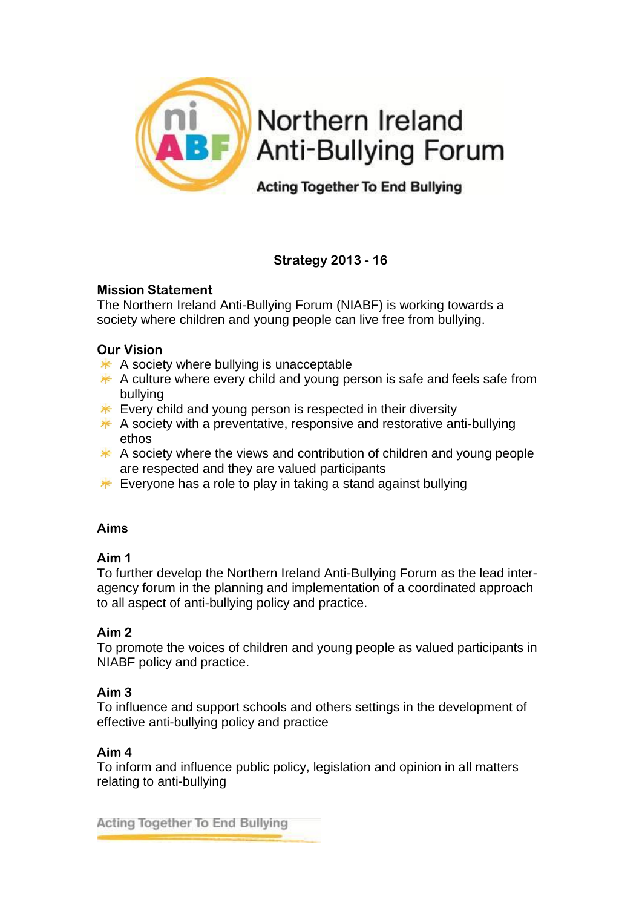Northern Ireland Anti-Bullying Forum

Acting Together To End Bullying

## Strategy 2013 - 16

### Mission Statement

The Northern Ireland Anti-Bullying Forum (NIABF) is working towards a society where children and young people can live free from bullying.

### Our Vision

- A society where bullying is unacceptable
- A culture where every child and young person is safe and feels safe from bullying
- Every child and young person is respected in their diversity
- A society with a preventative, responsive and restorative anti-bullying ethos
- A society where the views and contribution of children and young people are respected and they are valued participants
- Everyone has a role to play in taking a stand against bullying

### Aims

#### Aim 1

To further develop the Northern Ireland Anti-Bullying Forum as the lead inter-agency forum in the planning and implementation of a coordinated approach to all aspect of anti-bullying policy and practice.

#### Aim 2

To promote the voices of children and young people as valued participants in NIABF policy and practice.

#### Aim 3

To influence and support schools and others settings in the development of effective anti-bullying policy and practice

#### Aim 4

To inform and influence public policy, legislation and opinion in all matters relating to anti-bullying